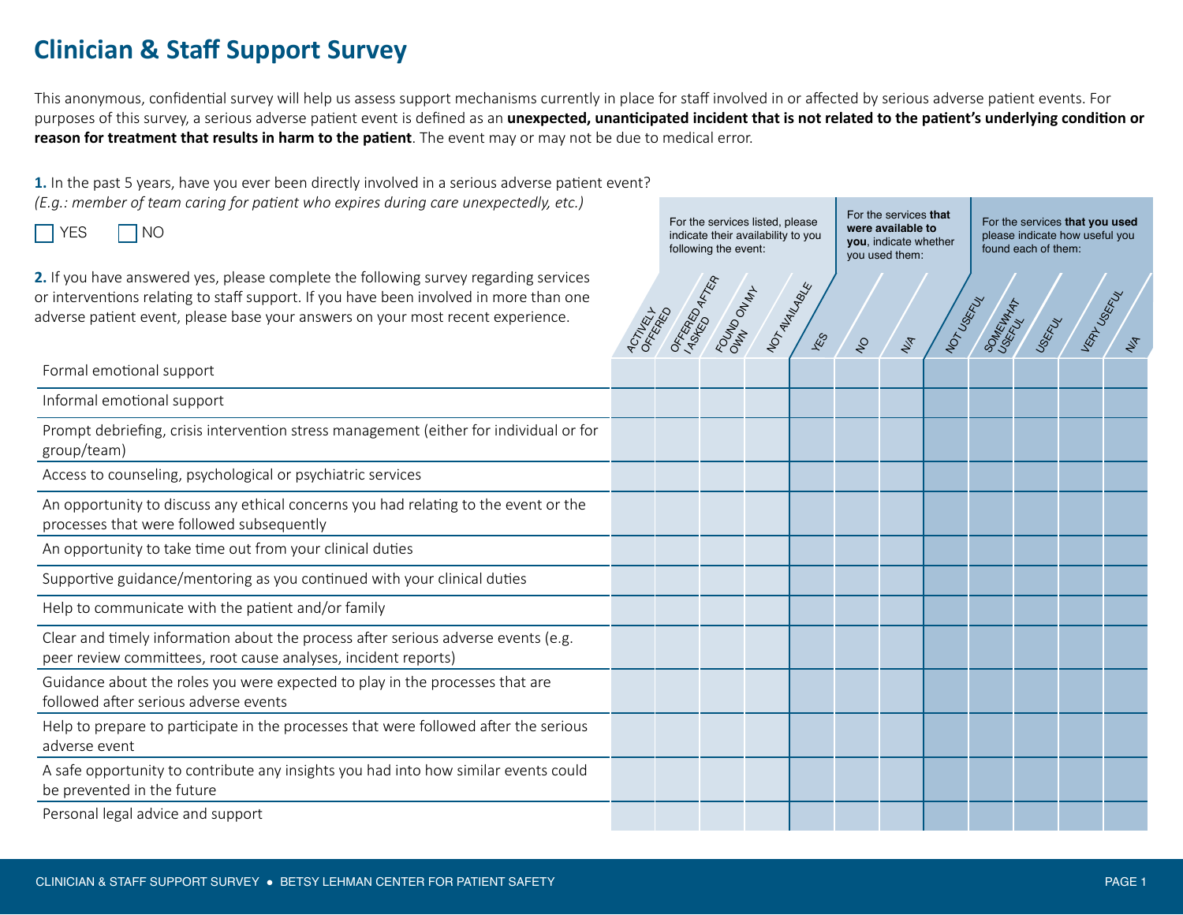# Clinician & Staff Support Survey

This anonymous, confidential survey will help us assess support mechanisms currently in place for staff involved in or affected by serious adverse patient events. For purposes of this survey, a serious adverse patient event is defined as an **unexpected, unanticipated incident that is not related to the patient's underlying condition or reason for treatment that results in harm to the patient**. The event may or may not be due to medical error.

**1.** In the past 5 years, have you ever been directly involved in a serious adverse patient event? *(E.g.: member of team caring for patient who expires during care unexpectedly, etc.)*

☐ YES ☐ NO

**2.** If you have answered yes, please complete the following survey regarding services or interventions relating to staff support. If you have been involved in more than one adverse patient event, please base your answers on your most recent experience.

| | For the services listed, please indicate their availability to you following the event: | | | | For the services **that were available to you**, indicate whether you used them: | | | For the services **that you used** please indicate how useful you found each of them: | | | | |
|---|---|---|---|---|---|---|---|---|---|---|---|---|
| | ACTIVELY OFFERED | OFFERED AFTER I ASKED | FOUND ON MY OWN | NOT AVAILABLE | YES | NO | N/A | NOT USEFUL | SOMEWHAT USEFUL | USEFUL | VERY USEFUL | N/A |
| Formal emotional support | | | | | | | | | | | | |
| Informal emotional support | | | | | | | | | | | | |
| Prompt debriefing, crisis intervention stress management (either for individual or for group/team) | | | | | | | | | | | | |
| Access to counseling, psychological or psychiatric services | | | | | | | | | | | | |
| An opportunity to discuss any ethical concerns you had relating to the event or the processes that were followed subsequently | | | | | | | | | | | | |
| An opportunity to take time out from your clinical duties | | | | | | | | | | | | |
| Supportive guidance/mentoring as you continued with your clinical duties | | | | | | | | | | | | |
| Help to communicate with the patient and/or family | | | | | | | | | | | | |
| Clear and timely information about the process after serious adverse events (e.g. peer review committees, root cause analyses, incident reports) | | | | | | | | | | | | |
| Guidance about the roles you were expected to play in the processes that are followed after serious adverse events | | | | | | | | | | | | |
| Help to prepare to participate in the processes that were followed after the serious adverse event | | | | | | | | | | | | |
| A safe opportunity to contribute any insights you had into how similar events could be prevented in the future | | | | | | | | | | | | |
| Personal legal advice and support | | | | | | | | | | | | |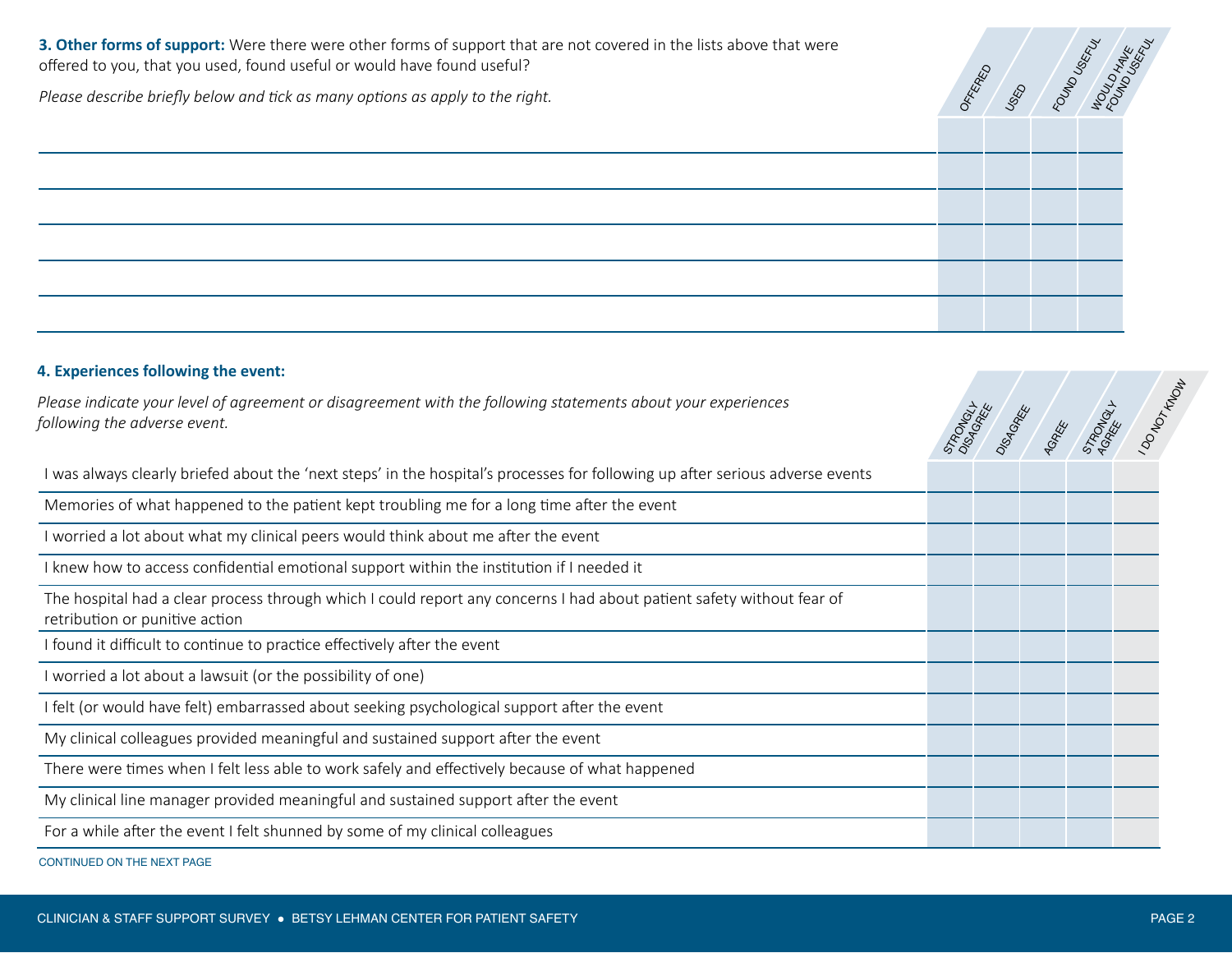**3. Other forms of support:** Were there were other forms of support that are not covered in the lists above that were offered to you, that you used, found useful or would have found useful?

*Please describe briefly below and tick as many options as apply to the right.*

| | OFFERED | USED | FOUND USEFUL | WOULD HAVE FOUND USEFUL |
|---|---|---|---|---|
| | | | | |
| | | | | |
| | | | | |
| | | | | |
| | | | | |

**4. Experiences following the event:**

*Please indicate your level of agreement or disagreement with the following statements about your experiences following the adverse event.*

| | STRONGLY DISAGREE | DISAGREE | AGREE | STRONGLY AGREE | I DO NOT KNOW |
|---|---|---|---|---|---|
| I was always clearly briefed about the 'next steps' in the hospital's processes for following up after serious adverse events | | | | | |
| Memories of what happened to the patient kept troubling me for a long time after the event | | | | | |
| I worried a lot about what my clinical peers would think about me after the event | | | | | |
| I knew how to access confidential emotional support within the institution if I needed it | | | | | |
| The hospital had a clear process through which I could report any concerns I had about patient safety without fear of retribution or punitive action | | | | | |
| I found it difficult to continue to practice effectively after the event | | | | | |
| I worried a lot about a lawsuit (or the possibility of one) | | | | | |
| I felt (or would have felt) embarrassed about seeking psychological support after the event | | | | | |
| My clinical colleagues provided meaningful and sustained support after the event | | | | | |
| There were times when I felt less able to work safely and effectively because of what happened | | | | | |
| My clinical line manager provided meaningful and sustained support after the event | | | | | |
| For a while after the event I felt shunned by some of my clinical colleagues | | | | | |

CONTINUED ON THE NEXT PAGE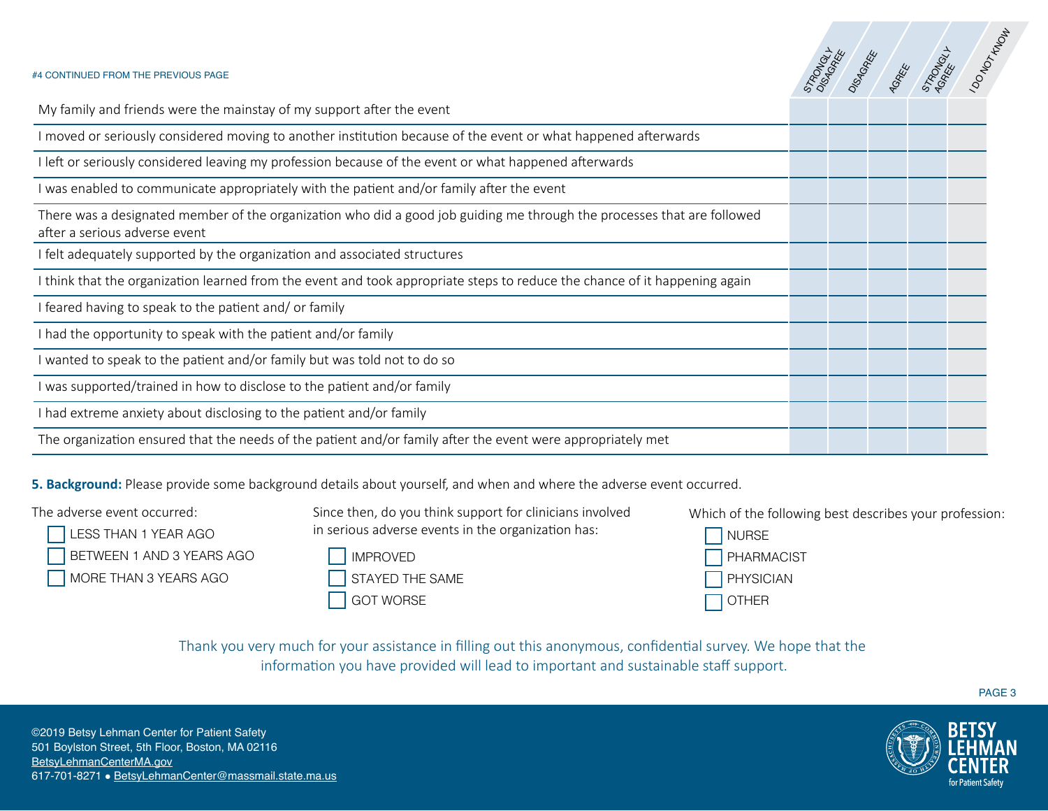#4 CONTINUED FROM THE PREVIOUS PAGE

| | STRONGLY DISAGREE | DISAGREE | AGREE | STRONGLY AGREE | I DO NOT KNOW |
|---|---|---|---|---|---|
| My family and friends were the mainstay of my support after the event | | | | | |
| I moved or seriously considered moving to another institution because of the event or what happened afterwards | | | | | |
| I left or seriously considered leaving my profession because of the event or what happened afterwards | | | | | |
| I was enabled to communicate appropriately with the patient and/or family after the event | | | | | |
| There was a designated member of the organization who did a good job guiding me through the processes that are followed after a serious adverse event | | | | | |
| I felt adequately supported by the organization and associated structures | | | | | |
| I think that the organization learned from the event and took appropriate steps to reduce the chance of it happening again | | | | | |
| I feared having to speak to the patient and/ or family | | | | | |
| I had the opportunity to speak with the patient and/or family | | | | | |
| I wanted to speak to the patient and/or family but was told not to do so | | | | | |
| I was supported/trained in how to disclose to the patient and/or family | | | | | |
| I had extreme anxiety about disclosing to the patient and/or family | | | | | |
| The organization ensured that the needs of the patient and/or family after the event were appropriately met | | | | | |

**5. Background:** Please provide some background details about yourself, and when and where the adverse event occurred.

The adverse event occurred:

- ☐ LESS THAN 1 YEAR AGO
- ☐ BETWEEN 1 AND 3 YEARS AGO
- ☐ MORE THAN 3 YEARS AGO

Since then, do you think support for clinicians involved in serious adverse events in the organization has:

- ☐ IMPROVED
- ☐ STAYED THE SAME
- ☐ GOT WORSE

Which of the following best describes your profession:

- ☐ NURSE
- ☐ PHARMACIST
- ☐ PHYSICIAN
- ☐ OTHER

Thank you very much for your assistance in filling out this anonymous, confidential survey. We hope that the information you have provided will lead to important and sustainable staff support.

©2019 Betsy Lehman Center for Patient Safety
501 Boylston Street, 5th Floor, Boston, MA 02116
BetsyLehmanCenterMA.gov
617-701-8271 • BetsyLehmanCenter@massmail.state.ma.us

BETSY LEHMAN CENTER for Patient Safety